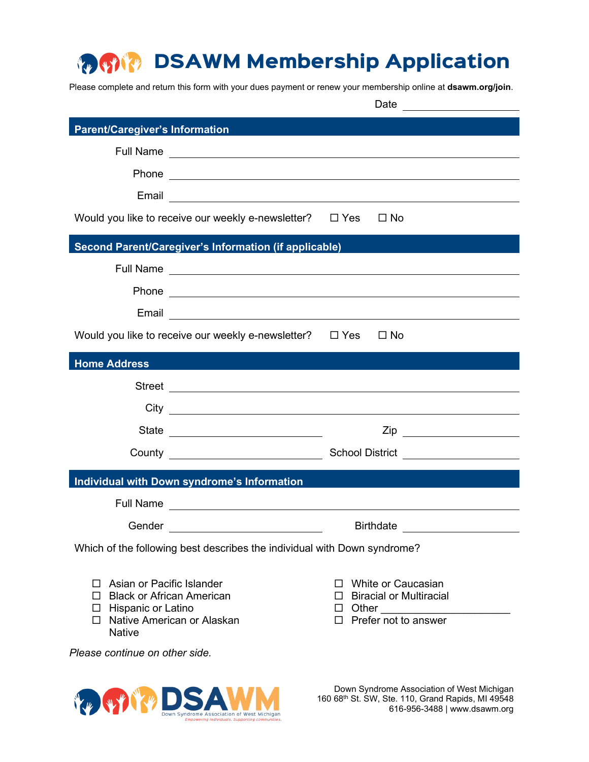# DSAWM Membership Application

Please complete and return this form with your dues payment or renew your membership online at **dsawm.org/join**.

Date ____________________

## Parent/Caregiver's Information

Full Name ____________________

Phone ____________________

Email ____________________

Would you like to receive our weekly e-newsletter? ☐ Yes ☐ No

## Second Parent/Caregiver's Information (if applicable)

Full Name ____________________

Phone ____________________

Email ____________________

Would you like to receive our weekly e-newsletter? ☐ Yes ☐ No

## Home Address

Street ____________________

City ____________________

State ____________________ Zip ____________________

County ____________________ School District ____________________

## Individual with Down syndrome's Information

Full Name ____________________

Gender ____________________ Birthdate ____________________

Which of the following best describes the individual with Down syndrome?

- ☐ Asian or Pacific Islander
- ☐ Black or African American
- ☐ Hispanic or Latino
- ☐ Native American or Alaskan Native
- ☐ White or Caucasian
- ☐ Biracial or Multiracial
- ☐ Other ____________________
- ☐ Prefer not to answer

*Please continue on other side.*

DSAWM
Down Syndrome Association of West Michigan
*Empowering individuals. Supporting communities.*

Down Syndrome Association of West Michigan
160 68th St. SW, Ste. 110, Grand Rapids, MI 49548
616-956-3488 | www.dsawm.org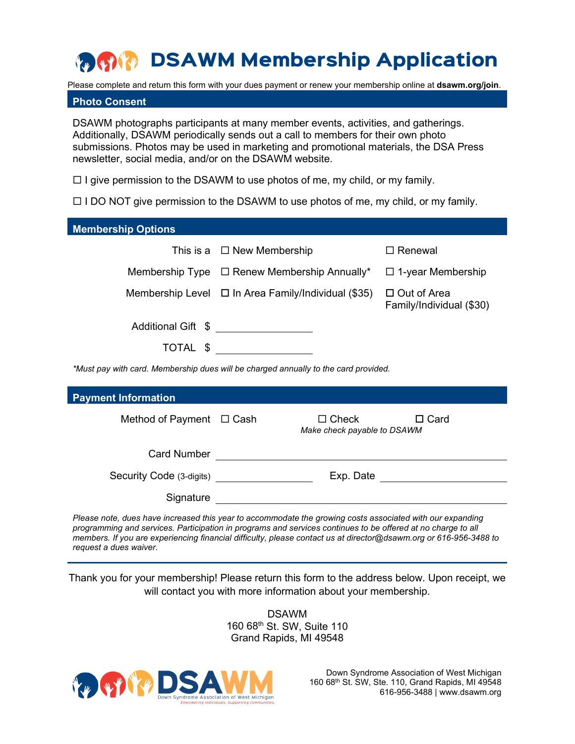# DSAWM Membership Application

Please complete and return this form with your dues payment or renew your membership online at **dsawm.org/join**.

## Photo Consent

DSAWM photographs participants at many member events, activities, and gatherings. Additionally, DSAWM periodically sends out a call to members for their own photo submissions. Photos may be used in marketing and promotional materials, the DSA Press newsletter, social media, and/or on the DSAWM website.

☐ I give permission to the DSAWM to use photos of me, my child, or my family.

☐ I DO NOT give permission to the DSAWM to use photos of me, my child, or my family.

## Membership Options

| | | |
|---|---|---|
| This is a | ☐ New Membership | ☐ Renewal |
| Membership Type | ☐ Renew Membership Annually* | ☐ 1-year Membership |
| Membership Level | ☐ In Area Family/Individual ($35) | ☐ Out of Area Family/Individual ($30) |

Additional Gift $ \_\_\_\_\_\_\_\_\_\_\_\_\_\_\_\_

TOTAL $ \_\_\_\_\_\_\_\_\_\_\_\_\_\_\_\_

*\*Must pay with card. Membership dues will be charged annually to the card provided.*

## Payment Information

Method of Payment ☐ Cash ☐ Check ☐ Card

*Make check payable to DSAWM*

Card Number \_\_\_\_\_\_\_\_\_\_\_\_\_\_\_\_\_\_\_\_\_\_\_\_\_\_\_\_\_\_\_\_

Security Code (3-digits) \_\_\_\_\_\_\_\_\_\_\_\_\_\_\_\_ Exp. Date \_\_\_\_\_\_\_\_\_\_\_\_\_\_\_\_

Signature \_\_\_\_\_\_\_\_\_\_\_\_\_\_\_\_\_\_\_\_\_\_\_\_\_\_\_\_\_\_\_\_

*Please note, dues have increased this year to accommodate the growing costs associated with our expanding programming and services. Participation in programs and services continues to be offered at no charge to all members. If you are experiencing financial difficulty, please contact us at director@dsawm.org or 616-956-3488 to request a dues waiver.*

---

Thank you for your membership! Please return this form to the address below. Upon receipt, we will contact you with more information about your membership.

DSAWM
160 68th St. SW, Suite 110
Grand Rapids, MI 49548

DSAWM
Down Syndrome Association of West Michigan
*Empowering individuals. Supporting communities.*

Down Syndrome Association of West Michigan
160 68th St. SW, Ste. 110, Grand Rapids, MI 49548
616-956-3488 | www.dsawm.org